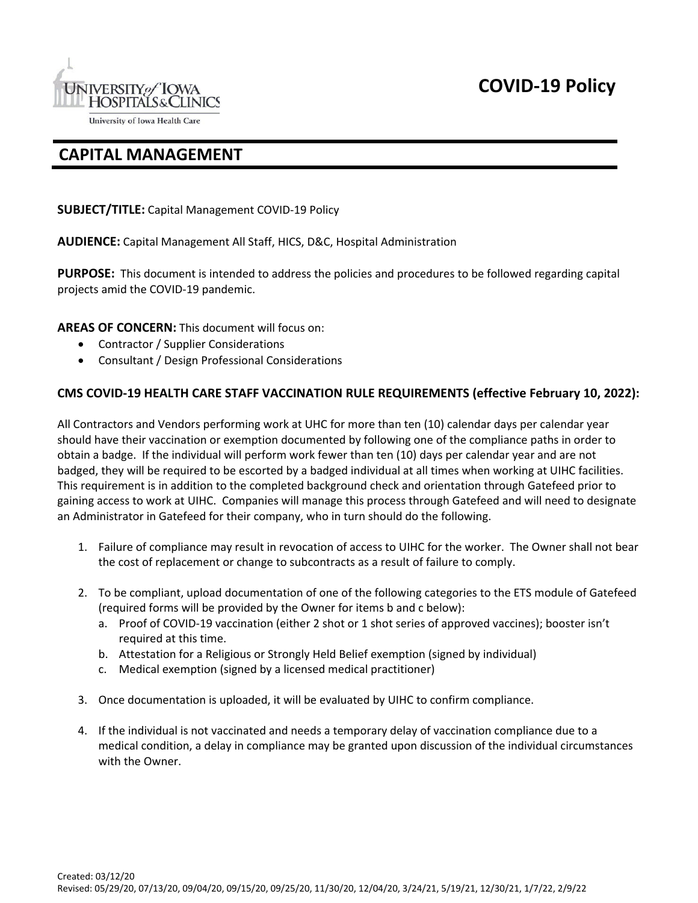# COVID-19 Policy

## CAPITAL MANAGEMENT

**SUBJECT/TITLE:** Capital Management COVID-19 Policy

**AUDIENCE:** Capital Management All Staff, HICS, D&C, Hospital Administration

**PURPOSE:** This document is intended to address the policies and procedures to be followed regarding capital projects amid the COVID-19 pandemic.

**AREAS OF CONCERN:** This document will focus on:

- Contractor / Supplier Considerations
- Consultant / Design Professional Considerations

### CMS COVID-19 HEALTH CARE STAFF VACCINATION RULE REQUIREMENTS (effective February 10, 2022):

All Contractors and Vendors performing work at UHC for more than ten (10) calendar days per calendar year should have their vaccination or exemption documented by following one of the compliance paths in order to obtain a badge. If the individual will perform work fewer than ten (10) days per calendar year and are not badged, they will be required to be escorted by a badged individual at all times when working at UIHC facilities. This requirement is in addition to the completed background check and orientation through Gatefeed prior to gaining access to work at UIHC. Companies will manage this process through Gatefeed and will need to designate an Administrator in Gatefeed for their company, who in turn should do the following.

1. Failure of compliance may result in revocation of access to UIHC for the worker. The Owner shall not bear the cost of replacement or change to subcontracts as a result of failure to comply.

2. To be compliant, upload documentation of one of the following categories to the ETS module of Gatefeed (required forms will be provided by the Owner for items b and c below):
   a. Proof of COVID-19 vaccination (either 2 shot or 1 shot series of approved vaccines); booster isn't required at this time.
   b. Attestation for a Religious or Strongly Held Belief exemption (signed by individual)
   c. Medical exemption (signed by a licensed medical practitioner)

3. Once documentation is uploaded, it will be evaluated by UIHC to confirm compliance.

4. If the individual is not vaccinated and needs a temporary delay of vaccination compliance due to a medical condition, a delay in compliance may be granted upon discussion of the individual circumstances with the Owner.

Created: 03/12/20
Revised: 05/29/20, 07/13/20, 09/04/20, 09/15/20, 09/25/20, 11/30/20, 12/04/20, 3/24/21, 5/19/21, 12/30/21, 1/7/22, 2/9/22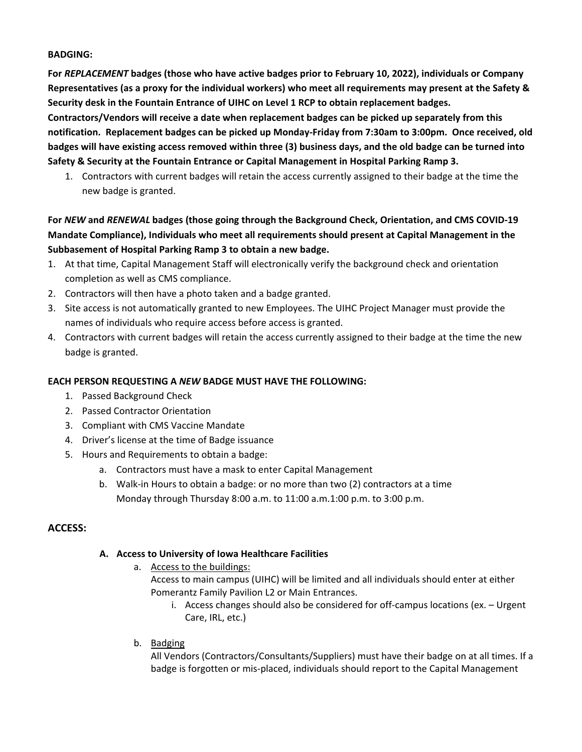**BADGING:**

**For *REPLACEMENT* badges (those who have active badges prior to February 10, 2022), individuals or Company Representatives (as a proxy for the individual workers) who meet all requirements may present at the Safety & Security desk in the Fountain Entrance of UIHC on Level 1 RCP to obtain replacement badges. Contractors/Vendors will receive a date when replacement badges can be picked up separately from this notification. Replacement badges can be picked up Monday-Friday from 7:30am to 3:00pm. Once received, old badges will have existing access removed within three (3) business days, and the old badge can be turned into Safety & Security at the Fountain Entrance or Capital Management in Hospital Parking Ramp 3.**

1. Contractors with current badges will retain the access currently assigned to their badge at the time the new badge is granted.

**For *NEW* and *RENEWAL* badges (those going through the Background Check, Orientation, and CMS COVID-19 Mandate Compliance), Individuals who meet all requirements should present at Capital Management in the Subbasement of Hospital Parking Ramp 3 to obtain a new badge.**

1. At that time, Capital Management Staff will electronically verify the background check and orientation completion as well as CMS compliance.
2. Contractors will then have a photo taken and a badge granted.
3. Site access is not automatically granted to new Employees. The UIHC Project Manager must provide the names of individuals who require access before access is granted.
4. Contractors with current badges will retain the access currently assigned to their badge at the time the new badge is granted.

**EACH PERSON REQUESTING A *NEW* BADGE MUST HAVE THE FOLLOWING:**

1. Passed Background Check
2. Passed Contractor Orientation
3. Compliant with CMS Vaccine Mandate
4. Driver's license at the time of Badge issuance
5. Hours and Requirements to obtain a badge:
   a. Contractors must have a mask to enter Capital Management
   b. Walk-in Hours to obtain a badge: or no more than two (2) contractors at a time Monday through Thursday 8:00 a.m. to 11:00 a.m.1:00 p.m. to 3:00 p.m.

## ACCESS:

**A. Access to University of Iowa Healthcare Facilities**

a. Access to the buildings:
   Access to main campus (UIHC) will be limited and all individuals should enter at either Pomerantz Family Pavilion L2 or Main Entrances.
   i. Access changes should also be considered for off-campus locations (ex. – Urgent Care, IRL, etc.)

b. Badging
   All Vendors (Contractors/Consultants/Suppliers) must have their badge on at all times. If a badge is forgotten or mis-placed, individuals should report to the Capital Management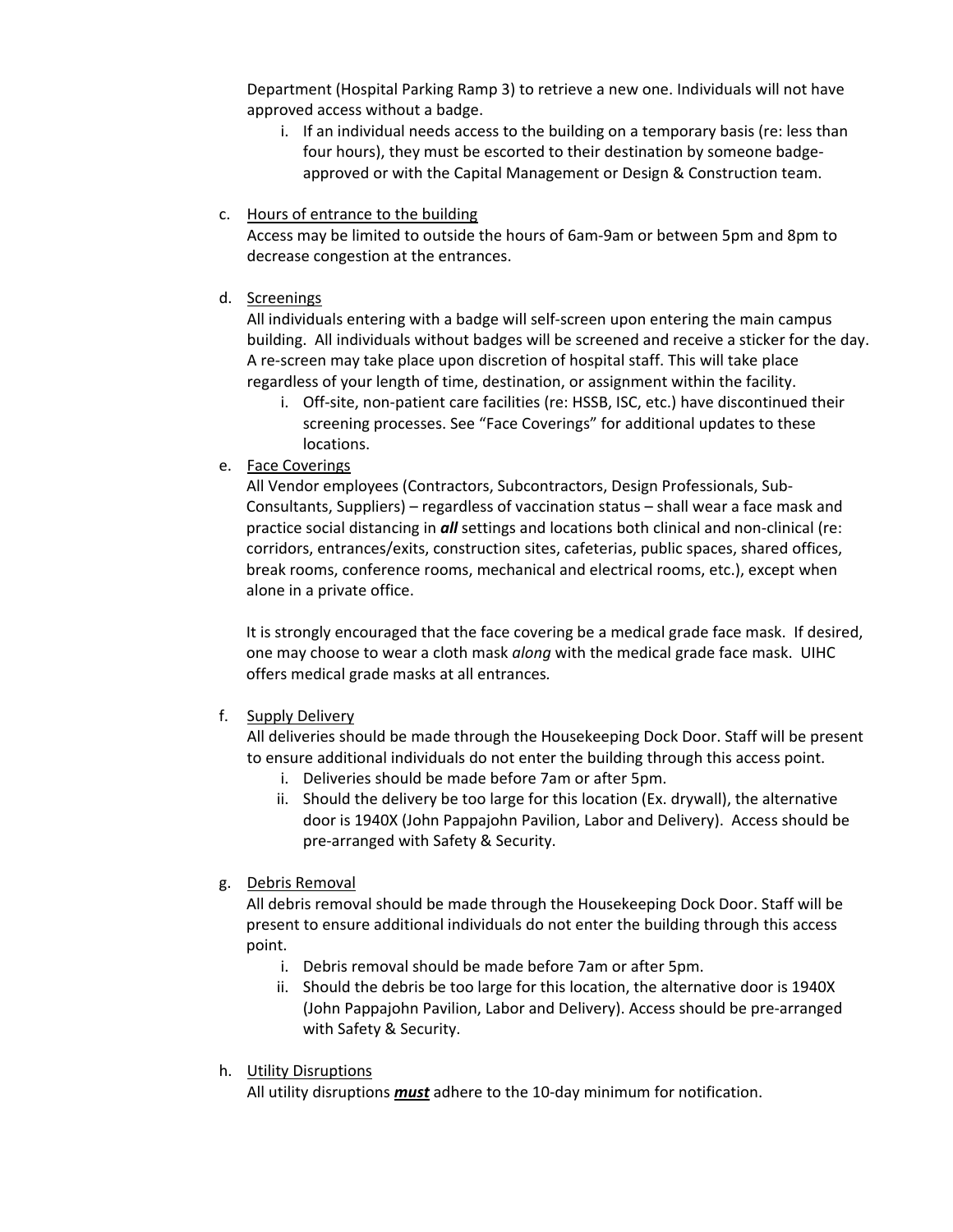Department (Hospital Parking Ramp 3) to retrieve a new one. Individuals will not have approved access without a badge.

   i. If an individual needs access to the building on a temporary basis (re: less than four hours), they must be escorted to their destination by someone badge-approved or with the Capital Management or Design & Construction team.

c. Hours of entrance to the building

   Access may be limited to outside the hours of 6am-9am or between 5pm and 8pm to decrease congestion at the entrances.

d. Screenings

   All individuals entering with a badge will self-screen upon entering the main campus building. All individuals without badges will be screened and receive a sticker for the day. A re-screen may take place upon discretion of hospital staff. This will take place regardless of your length of time, destination, or assignment within the facility.

   i. Off-site, non-patient care facilities (re: HSSB, ISC, etc.) have discontinued their screening processes. See "Face Coverings" for additional updates to these locations.

e. Face Coverings

   All Vendor employees (Contractors, Subcontractors, Design Professionals, Sub-Consultants, Suppliers) – regardless of vaccination status – shall wear a face mask and practice social distancing in ***all*** settings and locations both clinical and non-clinical (re: corridors, entrances/exits, construction sites, cafeterias, public spaces, shared offices, break rooms, conference rooms, mechanical and electrical rooms, etc.), except when alone in a private office.

   It is strongly encouraged that the face covering be a medical grade face mask. If desired, one may choose to wear a cloth mask *along* with the medical grade face mask. UIHC offers medical grade masks at all entrances.

f. Supply Delivery

   All deliveries should be made through the Housekeeping Dock Door. Staff will be present to ensure additional individuals do not enter the building through this access point.

   i. Deliveries should be made before 7am or after 5pm.
   ii. Should the delivery be too large for this location (Ex. drywall), the alternative door is 1940X (John Pappajohn Pavilion, Labor and Delivery). Access should be pre-arranged with Safety & Security.

g. Debris Removal

   All debris removal should be made through the Housekeeping Dock Door. Staff will be present to ensure additional individuals do not enter the building through this access point.

   i. Debris removal should be made before 7am or after 5pm.
   ii. Should the debris be too large for this location, the alternative door is 1940X (John Pappajohn Pavilion, Labor and Delivery). Access should be pre-arranged with Safety & Security.

h. Utility Disruptions

   All utility disruptions ***must*** adhere to the 10-day minimum for notification.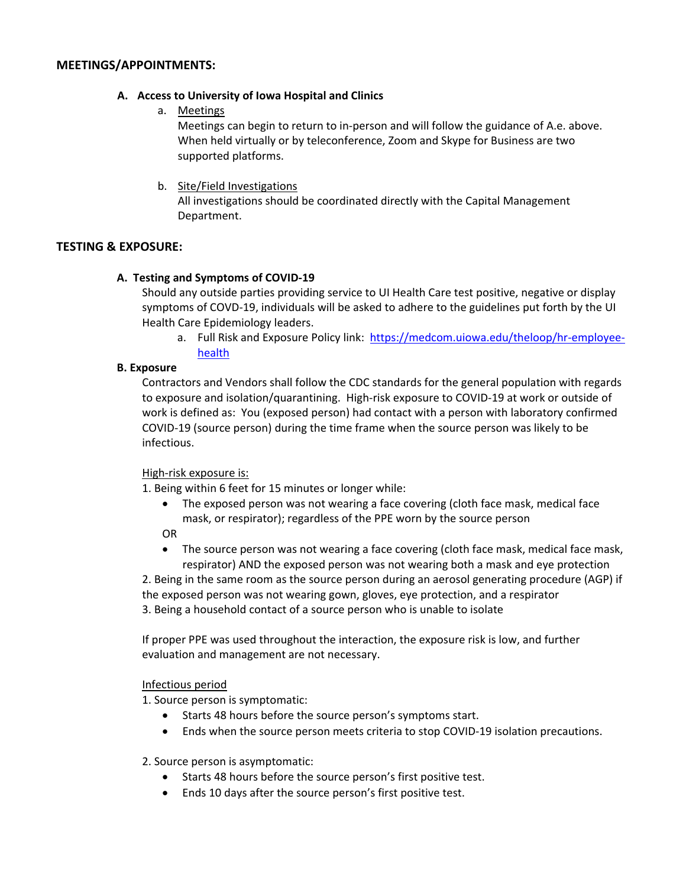## MEETINGS/APPOINTMENTS:

### A. Access to University of Iowa Hospital and Clinics

a. Meetings

Meetings can begin to return to in-person and will follow the guidance of A.e. above. When held virtually or by teleconference, Zoom and Skype for Business are two supported platforms.

b. Site/Field Investigations

All investigations should be coordinated directly with the Capital Management Department.

## TESTING & EXPOSURE:

### A. Testing and Symptoms of COVID-19

Should any outside parties providing service to UI Health Care test positive, negative or display symptoms of COVD-19, individuals will be asked to adhere to the guidelines put forth by the UI Health Care Epidemiology leaders.

a. Full Risk and Exposure Policy link: https://medcom.uiowa.edu/theloop/hr-employee-health

### B. Exposure

Contractors and Vendors shall follow the CDC standards for the general population with regards to exposure and isolation/quarantining. High-risk exposure to COVID-19 at work or outside of work is defined as: You (exposed person) had contact with a person with laboratory confirmed COVID-19 (source person) during the time frame when the source person was likely to be infectious.

High-risk exposure is:

1. Being within 6 feet for 15 minutes or longer while:
   - The exposed person was not wearing a face covering (cloth face mask, medical face mask, or respirator); regardless of the PPE worn by the source person

   OR

   - The source person was not wearing a face covering (cloth face mask, medical face mask, respirator) AND the exposed person was not wearing both a mask and eye protection
2. Being in the same room as the source person during an aerosol generating procedure (AGP) if the exposed person was not wearing gown, gloves, eye protection, and a respirator
3. Being a household contact of a source person who is unable to isolate

If proper PPE was used throughout the interaction, the exposure risk is low, and further evaluation and management are not necessary.

Infectious period

1. Source person is symptomatic:
   - Starts 48 hours before the source person's symptoms start.
   - Ends when the source person meets criteria to stop COVID-19 isolation precautions.

2. Source person is asymptomatic:
   - Starts 48 hours before the source person's first positive test.
   - Ends 10 days after the source person's first positive test.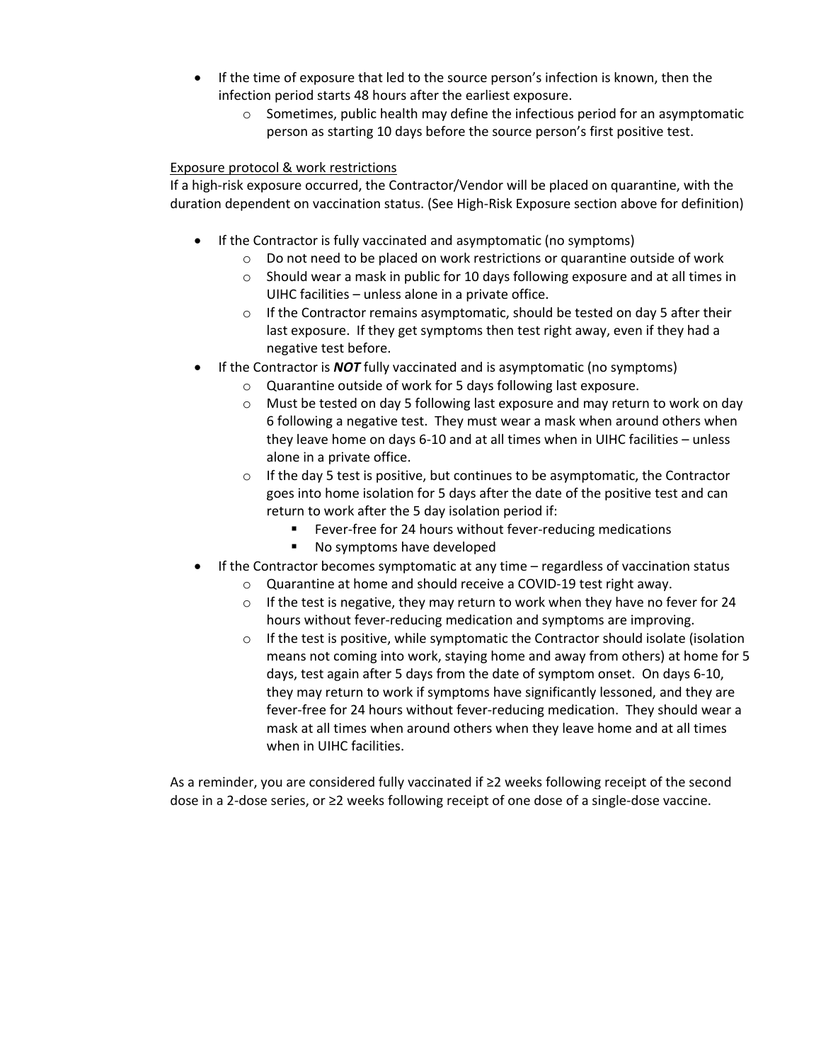- If the time of exposure that led to the source person's infection is known, then the infection period starts 48 hours after the earliest exposure.
    - Sometimes, public health may define the infectious period for an asymptomatic person as starting 10 days before the source person's first positive test.

<u>Exposure protocol & work restrictions</u>

If a high-risk exposure occurred, the Contractor/Vendor will be placed on quarantine, with the duration dependent on vaccination status. (See High-Risk Exposure section above for definition)

- If the Contractor is fully vaccinated and asymptomatic (no symptoms)
    - Do not need to be placed on work restrictions or quarantine outside of work
    - Should wear a mask in public for 10 days following exposure and at all times in UIHC facilities – unless alone in a private office.
    - If the Contractor remains asymptomatic, should be tested on day 5 after their last exposure. If they get symptoms then test right away, even if they had a negative test before.
- If the Contractor is ***NOT*** fully vaccinated and is asymptomatic (no symptoms)
    - Quarantine outside of work for 5 days following last exposure.
    - Must be tested on day 5 following last exposure and may return to work on day 6 following a negative test. They must wear a mask when around others when they leave home on days 6-10 and at all times when in UIHC facilities – unless alone in a private office.
    - If the day 5 test is positive, but continues to be asymptomatic, the Contractor goes into home isolation for 5 days after the date of the positive test and can return to work after the 5 day isolation period if:
        - Fever-free for 24 hours without fever-reducing medications
        - No symptoms have developed
- If the Contractor becomes symptomatic at any time – regardless of vaccination status
    - Quarantine at home and should receive a COVID-19 test right away.
    - If the test is negative, they may return to work when they have no fever for 24 hours without fever-reducing medication and symptoms are improving.
    - If the test is positive, while symptomatic the Contractor should isolate (isolation means not coming into work, staying home and away from others) at home for 5 days, test again after 5 days from the date of symptom onset. On days 6-10, they may return to work if symptoms have significantly lessoned, and they are fever-free for 24 hours without fever-reducing medication. They should wear a mask at all times when around others when they leave home and at all times when in UIHC facilities.

As a reminder, you are considered fully vaccinated if ≥2 weeks following receipt of the second dose in a 2-dose series, or ≥2 weeks following receipt of one dose of a single-dose vaccine.